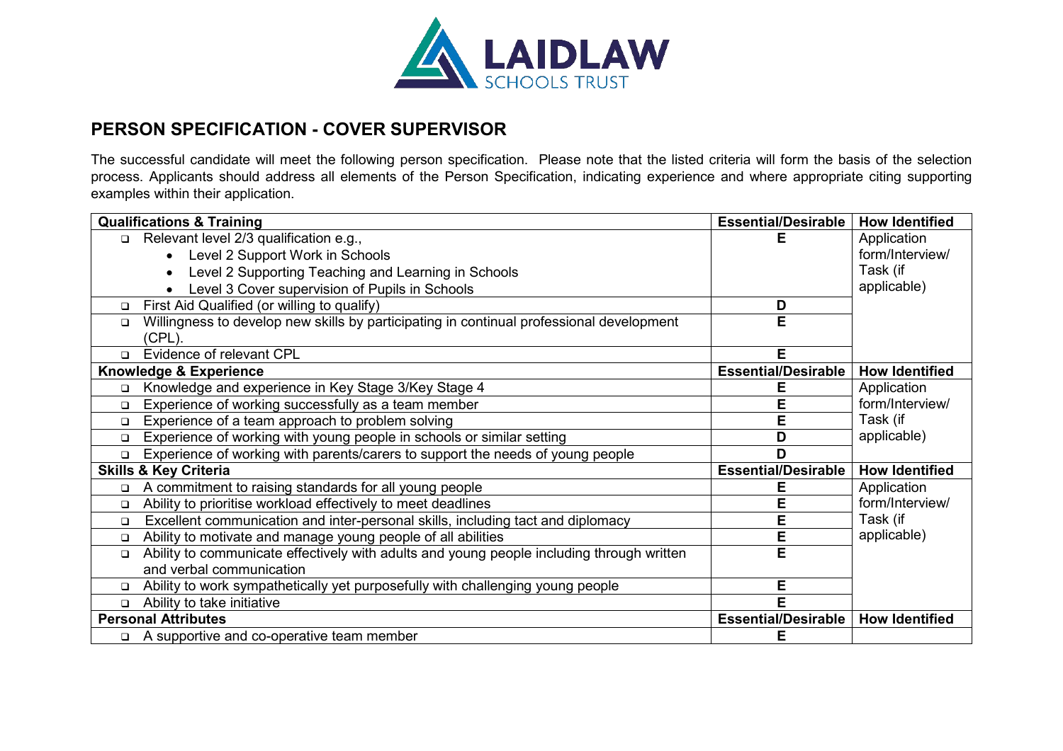## PERSON SPECIFICATION - COVER SUPERVISOR

The successful candidate will meet the following person specification. Please note that the listed criteria will form the basis of the selection process. Applicants should address all elements of the Person Specification, indicating experience and where appropriate citing supporting examples within their application.

| Qualifications & Training | Essential/Desirable | How Identified |
|---|---|---|
| ❑ Relevant level 2/3 qualification e.g.,<br>• Level 2 Support Work in Schools<br>• Level 2 Supporting Teaching and Learning in Schools<br>• Level 3 Cover supervision of Pupils in Schools | E | Application form/Interview/ Task (if applicable) |
| ❑ First Aid Qualified (or willing to qualify) | D | |
| ❑ Willingness to develop new skills by participating in continual professional development (CPL). | E | |
| ❑ Evidence of relevant CPL | E | |
| **Knowledge & Experience** | **Essential/Desirable** | **How Identified** |
| ❑ Knowledge and experience in Key Stage 3/Key Stage 4 | E | Application form/Interview/ Task (if applicable) |
| ❑ Experience of working successfully as a team member | E | |
| ❑ Experience of a team approach to problem solving | E | |
| ❑ Experience of working with young people in schools or similar setting | D | |
| ❑ Experience of working with parents/carers to support the needs of young people | D | |
| **Skills & Key Criteria** | **Essential/Desirable** | **How Identified** |
| ❑ A commitment to raising standards for all young people | E | Application form/Interview/ Task (if applicable) |
| ❑ Ability to prioritise workload effectively to meet deadlines | E | |
| ❑ Excellent communication and inter-personal skills, including tact and diplomacy | E | |
| ❑ Ability to motivate and manage young people of all abilities | E | |
| ❑ Ability to communicate effectively with adults and young people including through written and verbal communication | E | |
| ❑ Ability to work sympathetically yet purposefully with challenging young people | E | |
| ❑ Ability to take initiative | E | |
| **Personal Attributes** | **Essential/Desirable** | **How Identified** |
| ❑ A supportive and co-operative team member | E | |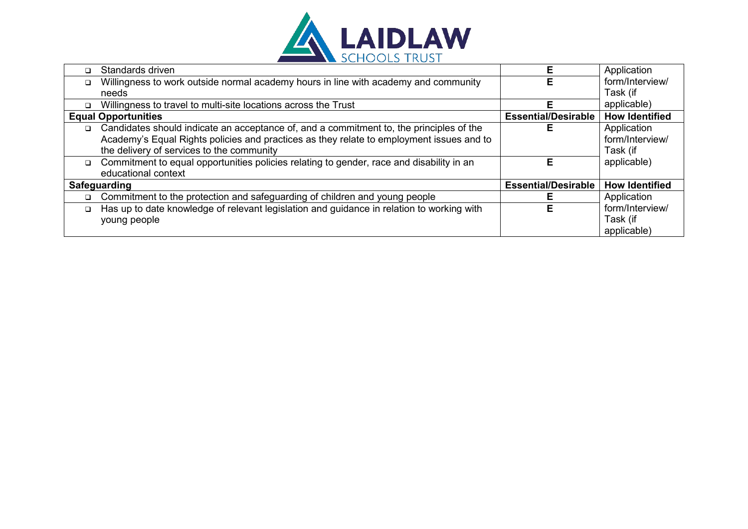| | | |
|---|---|---|
| ❑ Standards driven | E | Application form/Interview/ Task (if applicable) |
| ❑ Willingness to work outside normal academy hours in line with academy and community needs | E | |
| ❑ Willingness to travel to multi-site locations across the Trust | E | |
| **Equal Opportunities** | **Essential/Desirable** | **How Identified** |
| ❑ Candidates should indicate an acceptance of, and a commitment to, the principles of the Academy's Equal Rights policies and practices as they relate to employment issues and to the delivery of services to the community | E | Application form/Interview/ Task (if applicable) |
| ❑ Commitment to equal opportunities policies relating to gender, race and disability in an educational context | E | |
| **Safeguarding** | **Essential/Desirable** | **How Identified** |
| ❑ Commitment to the protection and safeguarding of children and young people | E | Application form/Interview/ Task (if applicable) |
| ❑ Has up to date knowledge of relevant legislation and guidance in relation to working with young people | E | |